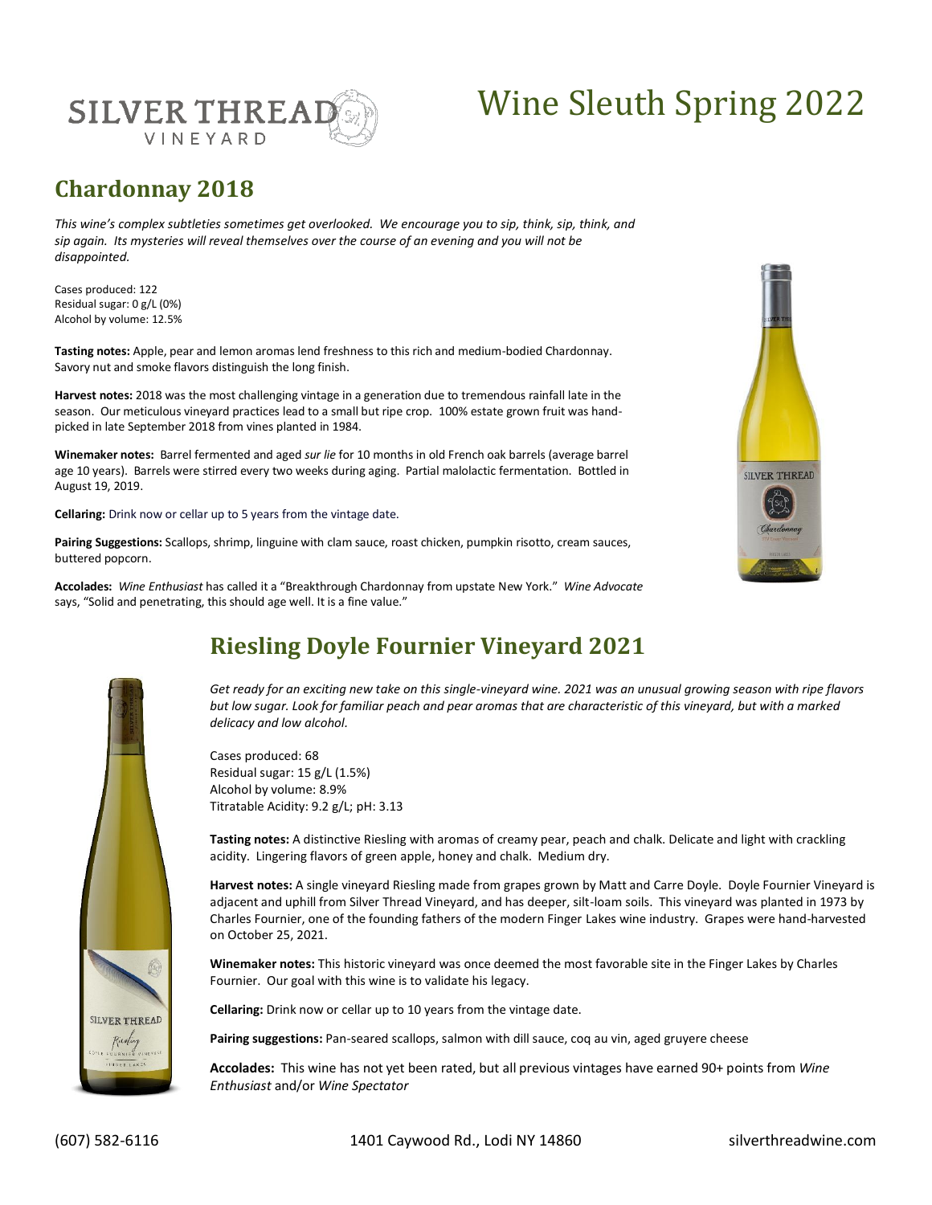# Wine Sleuth Spring 2022

SILVER THREAD VINEYARD

## Chardonnay 2018

*This wine's complex subtleties sometimes get overlooked. We encourage you to sip, think, sip, think, and sip again. Its mysteries will reveal themselves over the course of an evening and you will not be disappointed.*

Cases produced: 122
Residual sugar: 0 g/L (0%)
Alcohol by volume: 12.5%

**Tasting notes:** Apple, pear and lemon aromas lend freshness to this rich and medium-bodied Chardonnay. Savory nut and smoke flavors distinguish the long finish.

**Harvest notes:** 2018 was the most challenging vintage in a generation due to tremendous rainfall late in the season. Our meticulous vineyard practices lead to a small but ripe crop. 100% estate grown fruit was hand-picked in late September 2018 from vines planted in 1984.

**Winemaker notes:** Barrel fermented and aged *sur lie* for 10 months in old French oak barrels (average barrel age 10 years). Barrels were stirred every two weeks during aging. Partial malolactic fermentation. Bottled in August 19, 2019.

**Cellaring:** Drink now or cellar up to 5 years from the vintage date.

**Pairing Suggestions:** Scallops, shrimp, linguine with clam sauce, roast chicken, pumpkin risotto, cream sauces, buttered popcorn.

**Accolades:** *Wine Enthusiast* has called it a "Breakthrough Chardonnay from upstate New York." *Wine Advocate* says, "Solid and penetrating, this should age well. It is a fine value."

## Riesling Doyle Fournier Vineyard 2021

*Get ready for an exciting new take on this single-vineyard wine. 2021 was an unusual growing season with ripe flavors but low sugar. Look for familiar peach and pear aromas that are characteristic of this vineyard, but with a marked delicacy and low alcohol.*

Cases produced: 68
Residual sugar: 15 g/L (1.5%)
Alcohol by volume: 8.9%
Titratable Acidity: 9.2 g/L; pH: 3.13

**Tasting notes:** A distinctive Riesling with aromas of creamy pear, peach and chalk. Delicate and light with crackling acidity. Lingering flavors of green apple, honey and chalk. Medium dry.

**Harvest notes:** A single vineyard Riesling made from grapes grown by Matt and Carre Doyle. Doyle Fournier Vineyard is adjacent and uphill from Silver Thread Vineyard, and has deeper, silt-loam soils. This vineyard was planted in 1973 by Charles Fournier, one of the founding fathers of the modern Finger Lakes wine industry. Grapes were hand-harvested on October 25, 2021.

**Winemaker notes:** This historic vineyard was once deemed the most favorable site in the Finger Lakes by Charles Fournier. Our goal with this wine is to validate his legacy.

**Cellaring:** Drink now or cellar up to 10 years from the vintage date.

**Pairing suggestions:** Pan-seared scallops, salmon with dill sauce, coq au vin, aged gruyere cheese

**Accolades:** This wine has not yet been rated, but all previous vintages have earned 90+ points from *Wine Enthusiast* and/or *Wine Spectator*

(607) 582-6116 1401 Caywood Rd., Lodi NY 14860 silverthreadwine.com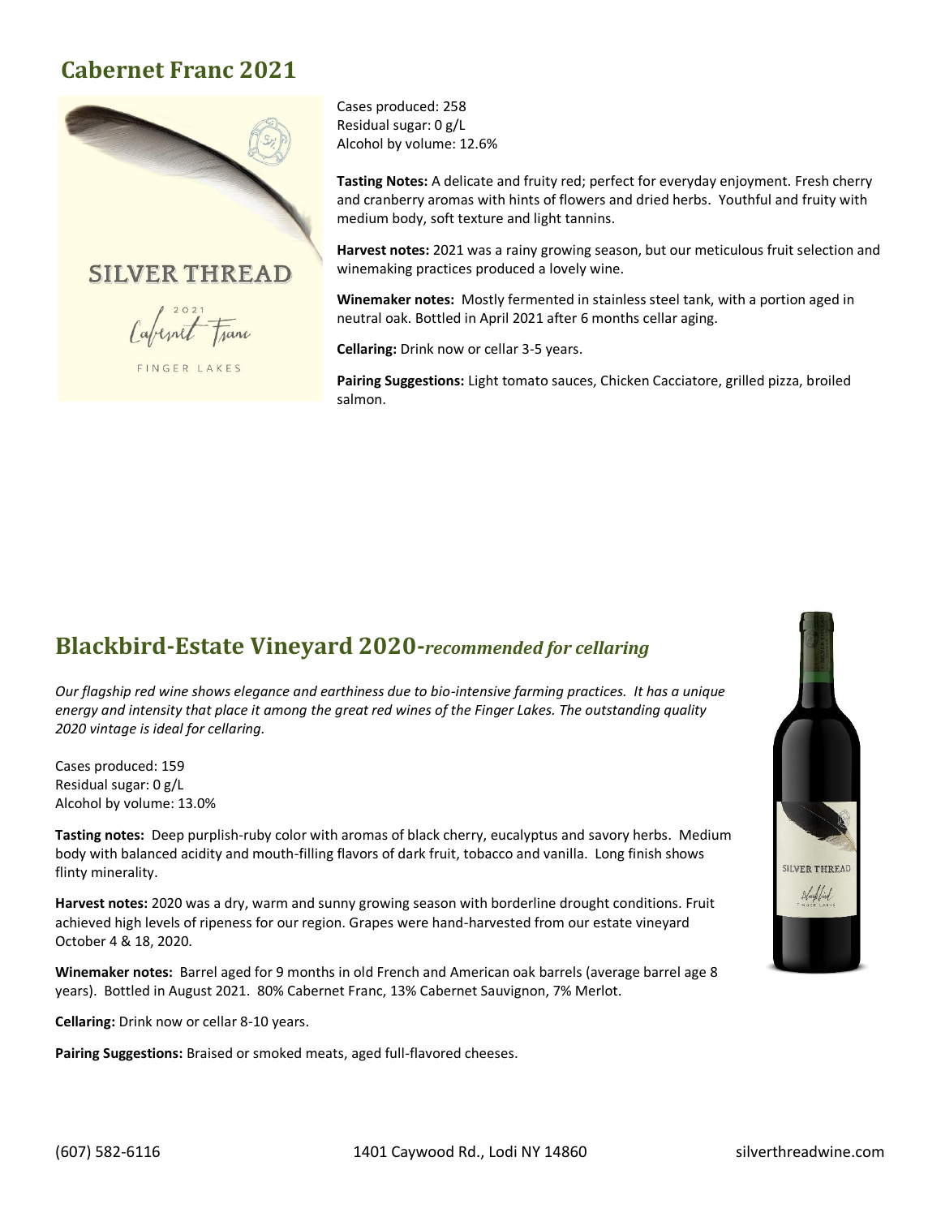## Cabernet Franc 2021

Cases produced: 258
Residual sugar: 0 g/L
Alcohol by volume: 12.6%

**Tasting Notes:** A delicate and fruity red; perfect for everyday enjoyment. Fresh cherry and cranberry aromas with hints of flowers and dried herbs. Youthful and fruity with medium body, soft texture and light tannins.

**Harvest notes:** 2021 was a rainy growing season, but our meticulous fruit selection and winemaking practices produced a lovely wine.

**Winemaker notes:** Mostly fermented in stainless steel tank, with a portion aged in neutral oak. Bottled in April 2021 after 6 months cellar aging.

**Cellaring:** Drink now or cellar 3-5 years.

**Pairing Suggestions:** Light tomato sauces, Chicken Cacciatore, grilled pizza, broiled salmon.

## Blackbird-Estate Vineyard 2020-*recommended for cellaring*

*Our flagship red wine shows elegance and earthiness due to bio-intensive farming practices. It has a unique energy and intensity that place it among the great red wines of the Finger Lakes. The outstanding quality 2020 vintage is ideal for cellaring.*

Cases produced: 159
Residual sugar: 0 g/L
Alcohol by volume: 13.0%

**Tasting notes:** Deep purplish-ruby color with aromas of black cherry, eucalyptus and savory herbs. Medium body with balanced acidity and mouth-filling flavors of dark fruit, tobacco and vanilla. Long finish shows flinty minerality.

**Harvest notes:** 2020 was a dry, warm and sunny growing season with borderline drought conditions. Fruit achieved high levels of ripeness for our region. Grapes were hand-harvested from our estate vineyard October 4 & 18, 2020.

**Winemaker notes:** Barrel aged for 9 months in old French and American oak barrels (average barrel age 8 years). Bottled in August 2021. 80% Cabernet Franc, 13% Cabernet Sauvignon, 7% Merlot.

**Cellaring:** Drink now or cellar 8-10 years.

**Pairing Suggestions:** Braised or smoked meats, aged full-flavored cheeses.

(607) 582-6116 1401 Caywood Rd., Lodi NY 14860 silverthreadwine.com